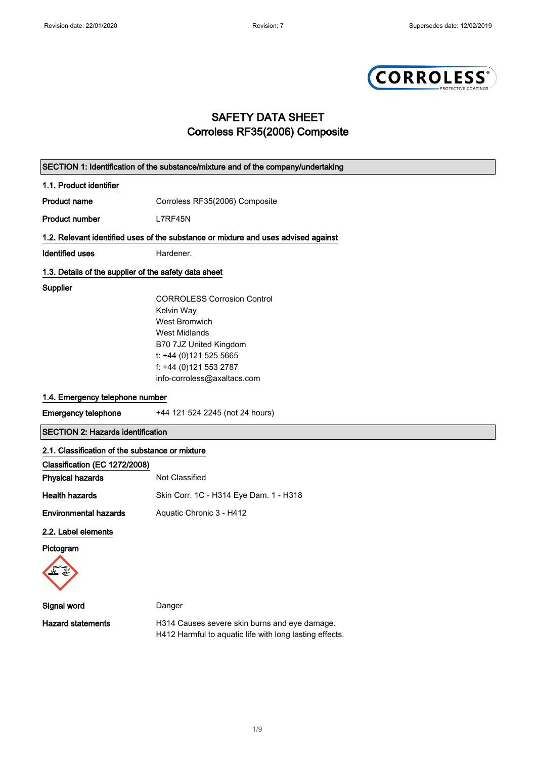# SAFETY DATA SHEET
# Corroless RF35(2006) Composite

## SECTION 1: Identification of the substance/mixture and of the company/undertaking

### 1.1. Product identifier

**Product name** Corroless RF35(2006) Composite

**Product number** L7RF45N

### 1.2. Relevant identified uses of the substance or mixture and uses advised against

**Identified uses** Hardener.

### 1.3. Details of the supplier of the safety data sheet

**Supplier**

CORROLESS Corrosion Control
Kelvin Way
West Bromwich
West Midlands
B70 7JZ United Kingdom
t: +44 (0)121 525 5665
f: +44 (0)121 553 2787
info-corroless@axaltacs.com

### 1.4. Emergency telephone number

**Emergency telephone** +44 121 524 2245 (not 24 hours)

## SECTION 2: Hazards identification

### 2.1. Classification of the substance or mixture

**Classification (EC 1272/2008)**

**Physical hazards** Not Classified

**Health hazards** Skin Corr. 1C - H314 Eye Dam. 1 - H318

**Environmental hazards** Aquatic Chronic 3 - H412

### 2.2. Label elements

**Pictogram**

**Signal word** Danger

**Hazard statements** H314 Causes severe skin burns and eye damage.
H412 Harmful to aquatic life with long lasting effects.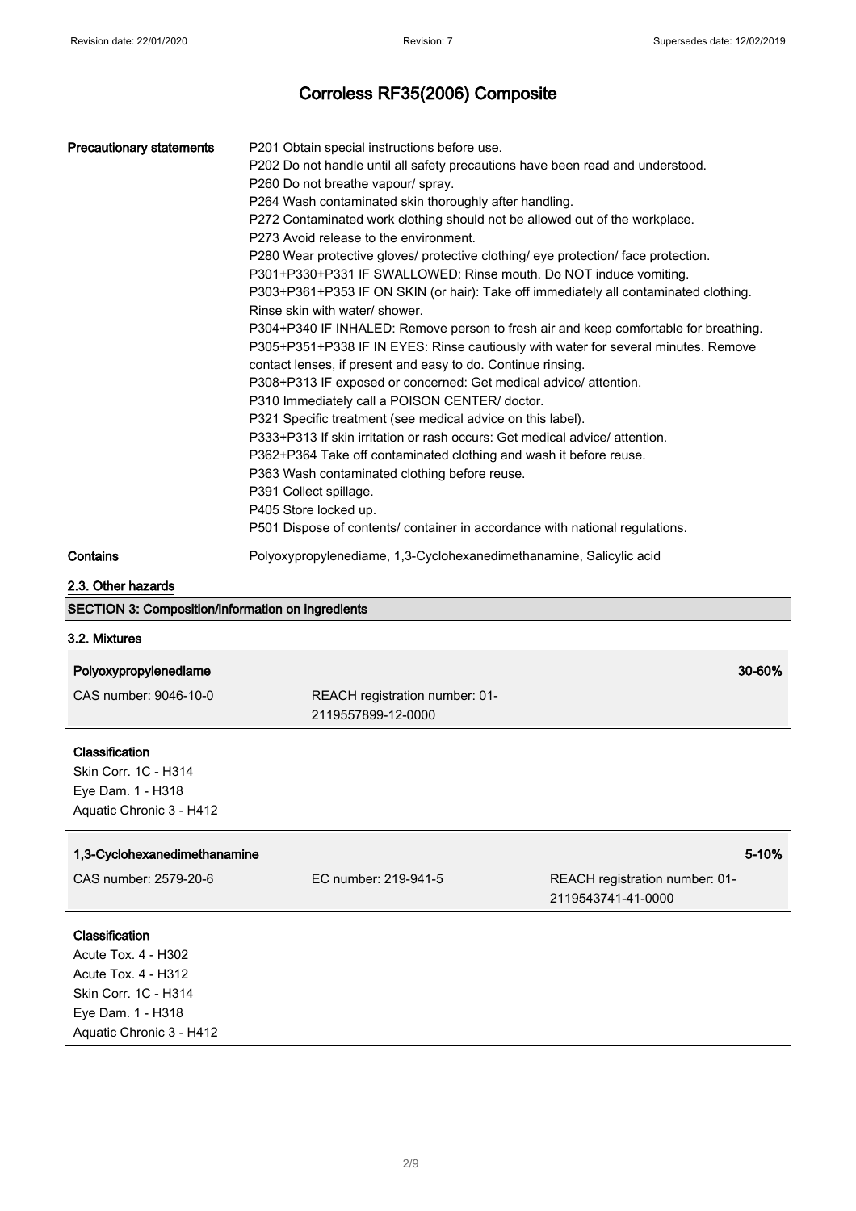# Corroless RF35(2006) Composite

**Precautionary statements**

P201 Obtain special instructions before use.
P202 Do not handle until all safety precautions have been read and understood.
P260 Do not breathe vapour/ spray.
P264 Wash contaminated skin thoroughly after handling.
P272 Contaminated work clothing should not be allowed out of the workplace.
P273 Avoid release to the environment.
P280 Wear protective gloves/ protective clothing/ eye protection/ face protection.
P301+P330+P331 IF SWALLOWED: Rinse mouth. Do NOT induce vomiting.
P303+P361+P353 IF ON SKIN (or hair): Take off immediately all contaminated clothing. Rinse skin with water/ shower.
P304+P340 IF INHALED: Remove person to fresh air and keep comfortable for breathing.
P305+P351+P338 IF IN EYES: Rinse cautiously with water for several minutes. Remove contact lenses, if present and easy to do. Continue rinsing.
P308+P313 IF exposed or concerned: Get medical advice/ attention.
P310 Immediately call a POISON CENTER/ doctor.
P321 Specific treatment (see medical advice on this label).
P333+P313 If skin irritation or rash occurs: Get medical advice/ attention.
P362+P364 Take off contaminated clothing and wash it before reuse.
P363 Wash contaminated clothing before reuse.
P391 Collect spillage.
P405 Store locked up.
P501 Dispose of contents/ container in accordance with national regulations.

**Contains** Polyoxypropylenediame, 1,3-Cyclohexanedimethanamine, Salicylic acid

## 2.3. Other hazards

## SECTION 3: Composition/information on ingredients

### 3.2. Mixtures

| **Polyoxypropylenediame** | | **30-60%** |
|---|---|---|
| CAS number: 9046-10-0 | REACH registration number: 01-2119557899-12-0000 | |

**Classification**
Skin Corr. 1C - H314
Eye Dam. 1 - H318
Aquatic Chronic 3 - H412

| **1,3-Cyclohexanedimethanamine** | | **5-10%** |
|---|---|---|
| CAS number: 2579-20-6 | EC number: 219-941-5 | REACH registration number: 01-2119543741-41-0000 |

**Classification**
Acute Tox. 4 - H302
Acute Tox. 4 - H312
Skin Corr. 1C - H314
Eye Dam. 1 - H318
Aquatic Chronic 3 - H412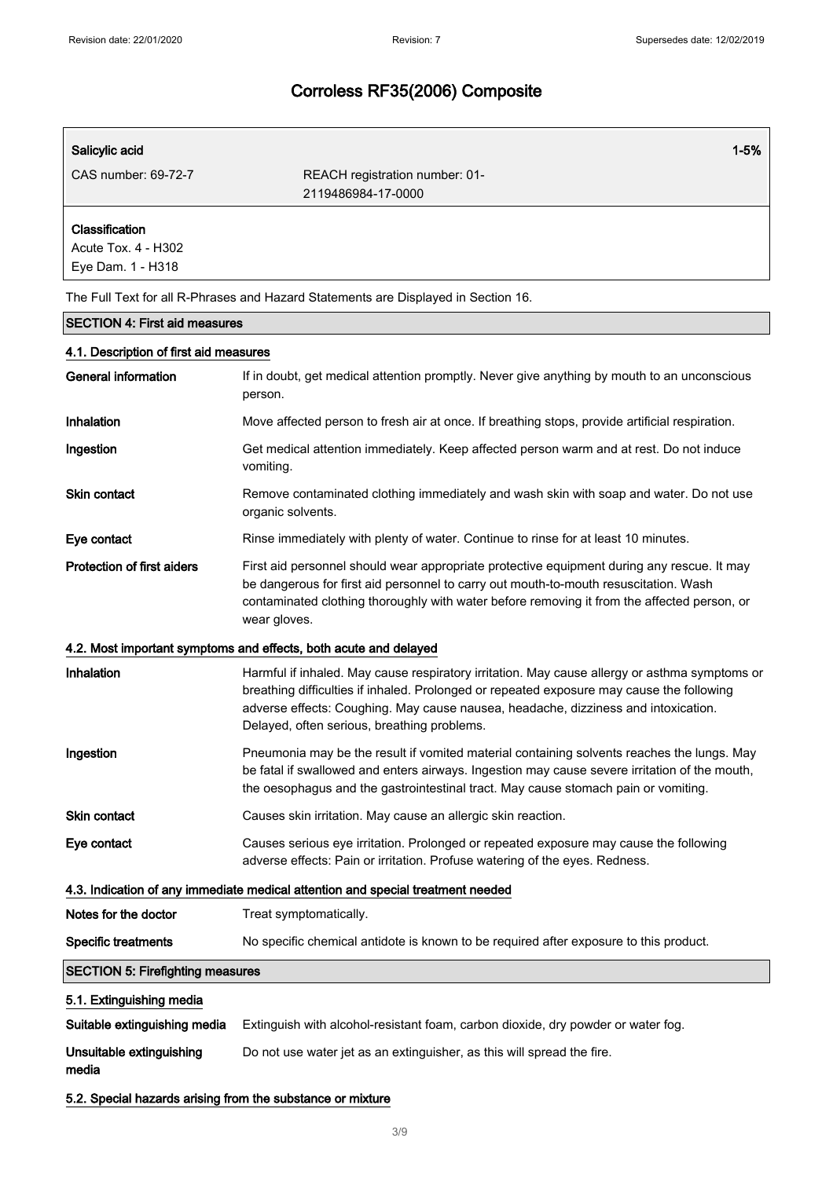| Salicylic acid | | 1-5% |
|---|---|---|
| CAS number: 69-72-7 | REACH registration number: 01-2119486984-17-0000 | |

**Classification**
Acute Tox. 4 - H302
Eye Dam. 1 - H318

The Full Text for all R-Phrases and Hazard Statements are Displayed in Section 16.

## SECTION 4: First aid measures

### 4.1. Description of first aid measures

| | |
|---|---|
| **General information** | If in doubt, get medical attention promptly. Never give anything by mouth to an unconscious person. |
| **Inhalation** | Move affected person to fresh air at once. If breathing stops, provide artificial respiration. |
| **Ingestion** | Get medical attention immediately. Keep affected person warm and at rest. Do not induce vomiting. |
| **Skin contact** | Remove contaminated clothing immediately and wash skin with soap and water. Do not use organic solvents. |
| **Eye contact** | Rinse immediately with plenty of water. Continue to rinse for at least 10 minutes. |
| **Protection of first aiders** | First aid personnel should wear appropriate protective equipment during any rescue. It may be dangerous for first aid personnel to carry out mouth-to-mouth resuscitation. Wash contaminated clothing thoroughly with water before removing it from the affected person, or wear gloves. |

### 4.2. Most important symptoms and effects, both acute and delayed

| | |
|---|---|
| **Inhalation** | Harmful if inhaled. May cause respiratory irritation. May cause allergy or asthma symptoms or breathing difficulties if inhaled. Prolonged or repeated exposure may cause the following adverse effects: Coughing. May cause nausea, headache, dizziness and intoxication. Delayed, often serious, breathing problems. |
| **Ingestion** | Pneumonia may be the result if vomited material containing solvents reaches the lungs. May be fatal if swallowed and enters airways. Ingestion may cause severe irritation of the mouth, the oesophagus and the gastrointestinal tract. May cause stomach pain or vomiting. |
| **Skin contact** | Causes skin irritation. May cause an allergic skin reaction. |
| **Eye contact** | Causes serious eye irritation. Prolonged or repeated exposure may cause the following adverse effects: Pain or irritation. Profuse watering of the eyes. Redness. |

### 4.3. Indication of any immediate medical attention and special treatment needed

| | |
|---|---|
| **Notes for the doctor** | Treat symptomatically. |
| **Specific treatments** | No specific chemical antidote is known to be required after exposure to this product. |

## SECTION 5: Firefighting measures

### 5.1. Extinguishing media

| | |
|---|---|
| **Suitable extinguishing media** | Extinguish with alcohol-resistant foam, carbon dioxide, dry powder or water fog. |
| **Unsuitable extinguishing media** | Do not use water jet as an extinguisher, as this will spread the fire. |

### 5.2. Special hazards arising from the substance or mixture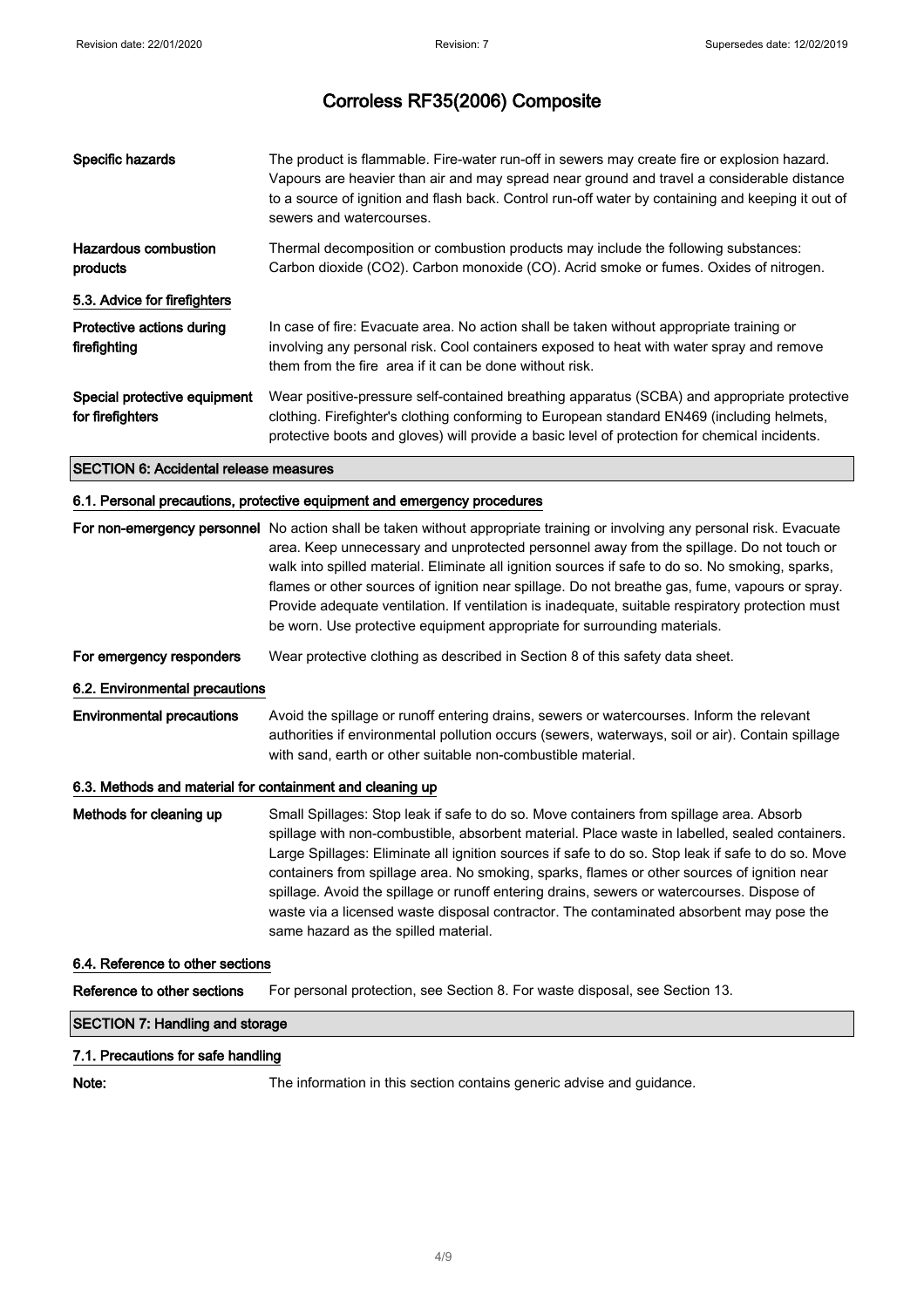# Corroless RF35(2006) Composite

**Specific hazards** The product is flammable. Fire-water run-off in sewers may create fire or explosion hazard. Vapours are heavier than air and may spread near ground and travel a considerable distance to a source of ignition and flash back. Control run-off water by containing and keeping it out of sewers and watercourses.

**Hazardous combustion products** Thermal decomposition or combustion products may include the following substances: Carbon dioxide ($CO_2$). Carbon monoxide (CO). Acrid smoke or fumes. Oxides of nitrogen.

### 5.3. Advice for firefighters

**Protective actions during firefighting** In case of fire: Evacuate area. No action shall be taken without appropriate training or involving any personal risk. Cool containers exposed to heat with water spray and remove them from the fire area if it can be done without risk.

**Special protective equipment for firefighters** Wear positive-pressure self-contained breathing apparatus (SCBA) and appropriate protective clothing. Firefighter's clothing conforming to European standard EN469 (including helmets, protective boots and gloves) will provide a basic level of protection for chemical incidents.

## SECTION 6: Accidental release measures

### 6.1. Personal precautions, protective equipment and emergency procedures

**For non-emergency personnel** No action shall be taken without appropriate training or involving any personal risk. Evacuate area. Keep unnecessary and unprotected personnel away from the spillage. Do not touch or walk into spilled material. Eliminate all ignition sources if safe to do so. No smoking, sparks, flames or other sources of ignition near spillage. Do not breathe gas, fume, vapours or spray. Provide adequate ventilation. If ventilation is inadequate, suitable respiratory protection must be worn. Use protective equipment appropriate for surrounding materials.

**For emergency responders** Wear protective clothing as described in Section 8 of this safety data sheet.

### 6.2. Environmental precautions

**Environmental precautions** Avoid the spillage or runoff entering drains, sewers or watercourses. Inform the relevant authorities if environmental pollution occurs (sewers, waterways, soil or air). Contain spillage with sand, earth or other suitable non-combustible material.

### 6.3. Methods and material for containment and cleaning up

**Methods for cleaning up** Small Spillages: Stop leak if safe to do so. Move containers from spillage area. Absorb spillage with non-combustible, absorbent material. Place waste in labelled, sealed containers. Large Spillages: Eliminate all ignition sources if safe to do so. Stop leak if safe to do so. Move containers from spillage area. No smoking, sparks, flames or other sources of ignition near spillage. Avoid the spillage or runoff entering drains, sewers or watercourses. Dispose of waste via a licensed waste disposal contractor. The contaminated absorbent may pose the same hazard as the spilled material.

### 6.4. Reference to other sections

**Reference to other sections** For personal protection, see Section 8. For waste disposal, see Section 13.

## SECTION 7: Handling and storage

### 7.1. Precautions for safe handling

**Note:** The information in this section contains generic advise and guidance.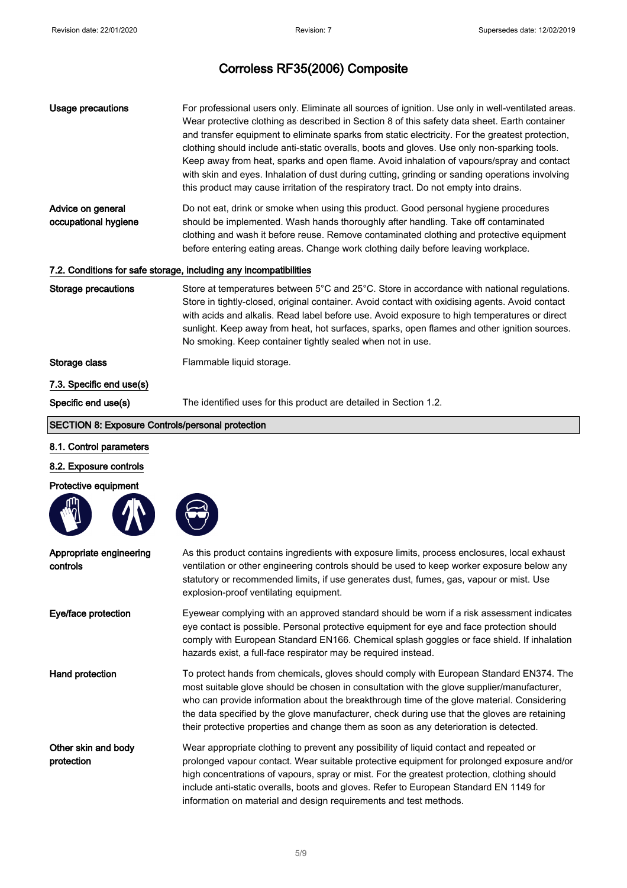# Corroless RF35(2006) Composite

**Usage precautions**

For professional users only. Eliminate all sources of ignition. Use only in well-ventilated areas. Wear protective clothing as described in Section 8 of this safety data sheet. Earth container and transfer equipment to eliminate sparks from static electricity. For the greatest protection, clothing should include anti-static overalls, boots and gloves. Use only non-sparking tools. Keep away from heat, sparks and open flame. Avoid inhalation of vapours/spray and contact with skin and eyes. Inhalation of dust during cutting, grinding or sanding operations involving this product may cause irritation of the respiratory tract. Do not empty into drains.

**Advice on general occupational hygiene**

Do not eat, drink or smoke when using this product. Good personal hygiene procedures should be implemented. Wash hands thoroughly after handling. Take off contaminated clothing and wash it before reuse. Remove contaminated clothing and protective equipment before entering eating areas. Change work clothing daily before leaving workplace.

## 7.2. Conditions for safe storage, including any incompatibilities

**Storage precautions**

Store at temperatures between 5°C and 25°C. Store in accordance with national regulations. Store in tightly-closed, original container. Avoid contact with oxidising agents. Avoid contact with acids and alkalis. Read label before use. Avoid exposure to high temperatures or direct sunlight. Keep away from heat, hot surfaces, sparks, open flames and other ignition sources. No smoking. Keep container tightly sealed when not in use.

**Storage class**

Flammable liquid storage.

## 7.3. Specific end use(s)

**Specific end use(s)**

The identified uses for this product are detailed in Section 1.2.

# SECTION 8: Exposure Controls/personal protection

## 8.1. Control parameters

## 8.2. Exposure controls

**Protective equipment**

**Appropriate engineering controls**

As this product contains ingredients with exposure limits, process enclosures, local exhaust ventilation or other engineering controls should be used to keep worker exposure below any statutory or recommended limits, if use generates dust, fumes, gas, vapour or mist. Use explosion-proof ventilating equipment.

**Eye/face protection**

Eyewear complying with an approved standard should be worn if a risk assessment indicates eye contact is possible. Personal protective equipment for eye and face protection should comply with European Standard EN166. Chemical splash goggles or face shield. If inhalation hazards exist, a full-face respirator may be required instead.

**Hand protection**

To protect hands from chemicals, gloves should comply with European Standard EN374. The most suitable glove should be chosen in consultation with the glove supplier/manufacturer, who can provide information about the breakthrough time of the glove material. Considering the data specified by the glove manufacturer, check during use that the gloves are retaining their protective properties and change them as soon as any deterioration is detected.

**Other skin and body protection**

Wear appropriate clothing to prevent any possibility of liquid contact and repeated or prolonged vapour contact. Wear suitable protective equipment for prolonged exposure and/or high concentrations of vapours, spray or mist. For the greatest protection, clothing should include anti-static overalls, boots and gloves. Refer to European Standard EN 1149 for information on material and design requirements and test methods.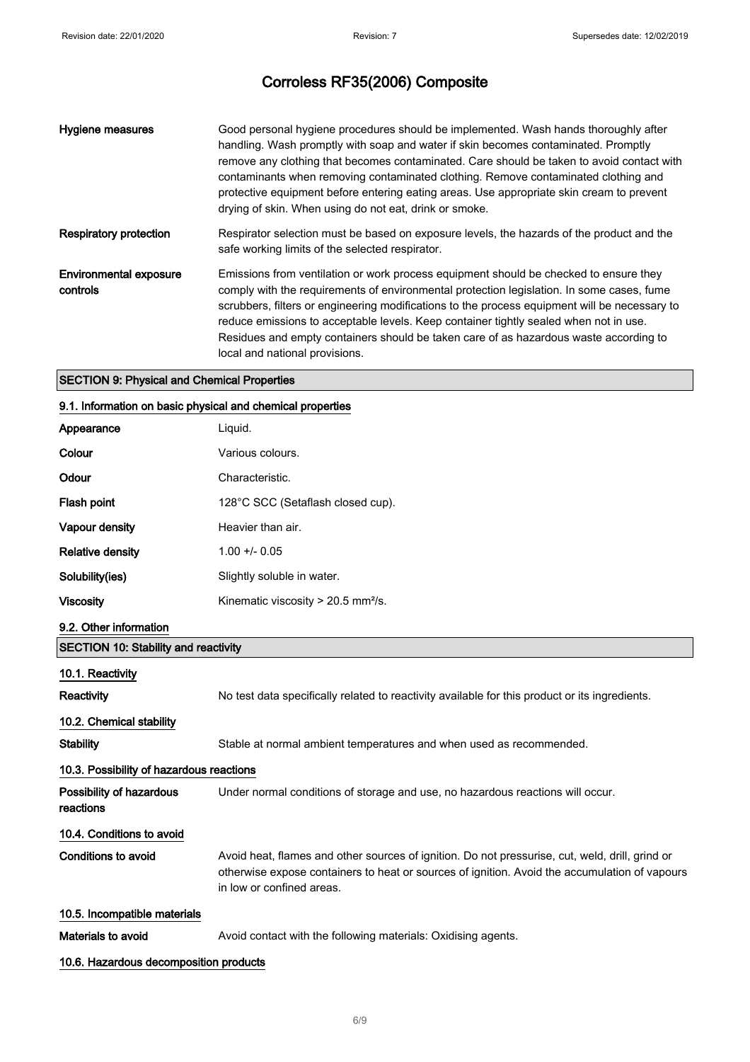| | |
|---|---|
| **Hygiene measures** | Good personal hygiene procedures should be implemented. Wash hands thoroughly after handling. Wash promptly with soap and water if skin becomes contaminated. Promptly remove any clothing that becomes contaminated. Care should be taken to avoid contact with contaminants when removing contaminated clothing. Remove contaminated clothing and protective equipment before entering eating areas. Use appropriate skin cream to prevent drying of skin. When using do not eat, drink or smoke. |
| **Respiratory protection** | Respirator selection must be based on exposure levels, the hazards of the product and the safe working limits of the selected respirator. |
| **Environmental exposure controls** | Emissions from ventilation or work process equipment should be checked to ensure they comply with the requirements of environmental protection legislation. In some cases, fume scrubbers, filters or engineering modifications to the process equipment will be necessary to reduce emissions to acceptable levels. Keep container tightly sealed when not in use. Residues and empty containers should be taken care of as hazardous waste according to local and national provisions. |

## SECTION 9: Physical and Chemical Properties

### 9.1. Information on basic physical and chemical properties

| | |
|---|---|
| **Appearance** | Liquid. |
| **Colour** | Various colours. |
| **Odour** | Characteristic. |
| **Flash point** | 128°C SCC (Setaflash closed cup). |
| **Vapour density** | Heavier than air. |
| **Relative density** | 1.00 +/- 0.05 |
| **Solubility(ies)** | Slightly soluble in water. |
| **Viscosity** | Kinematic viscosity > 20.5 mm²/s. |

### 9.2. Other information

## SECTION 10: Stability and reactivity

### 10.1. Reactivity

**Reactivity** No test data specifically related to reactivity available for this product or its ingredients.

### 10.2. Chemical stability

**Stability** Stable at normal ambient temperatures and when used as recommended.

### 10.3. Possibility of hazardous reactions

**Possibility of hazardous reactions** Under normal conditions of storage and use, no hazardous reactions will occur.

### 10.4. Conditions to avoid

**Conditions to avoid** Avoid heat, flames and other sources of ignition. Do not pressurise, cut, weld, drill, grind or otherwise expose containers to heat or sources of ignition. Avoid the accumulation of vapours in low or confined areas.

### 10.5. Incompatible materials

**Materials to avoid** Avoid contact with the following materials: Oxidising agents.

### 10.6. Hazardous decomposition products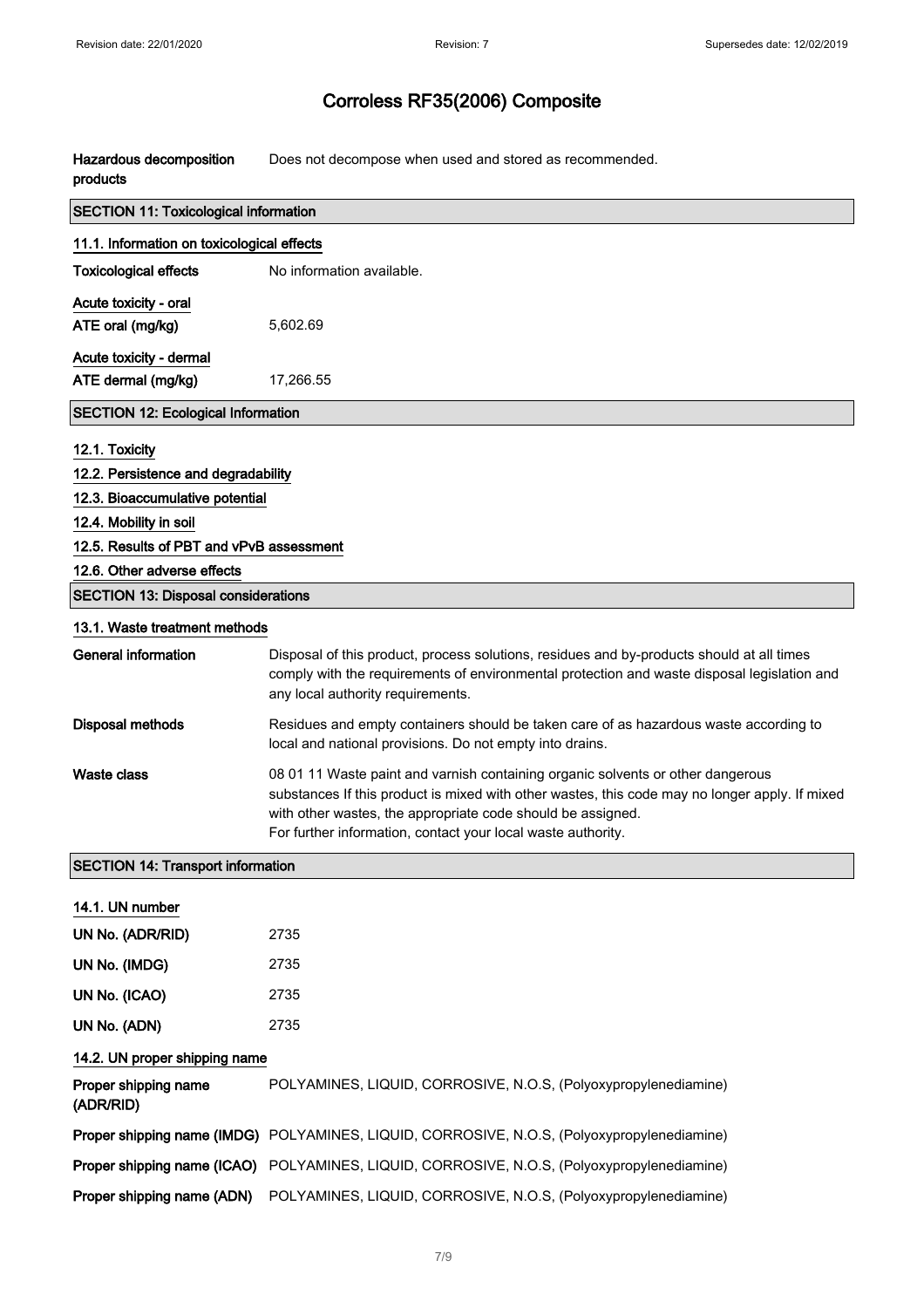# Corroless RF35(2006) Composite

| | |
|---|---|
| **Hazardous decomposition products** | Does not decompose when used and stored as recommended. |

## SECTION 11: Toxicological information

### 11.1. Information on toxicological effects

| | |
|---|---|
| **Toxicological effects** | No information available. |

**Acute toxicity - oral**

| | |
|---|---|
| **ATE oral (mg/kg)** | 5,602.69 |

**Acute toxicity - dermal**

| | |
|---|---|
| **ATE dermal (mg/kg)** | 17,266.55 |

## SECTION 12: Ecological Information

### 12.1. Toxicity

### 12.2. Persistence and degradability

### 12.3. Bioaccumulative potential

### 12.4. Mobility in soil

### 12.5. Results of PBT and vPvB assessment

### 12.6. Other adverse effects

## SECTION 13: Disposal considerations

### 13.1. Waste treatment methods

| | |
|---|---|
| **General information** | Disposal of this product, process solutions, residues and by-products should at all times comply with the requirements of environmental protection and waste disposal legislation and any local authority requirements. |
| **Disposal methods** | Residues and empty containers should be taken care of as hazardous waste according to local and national provisions. Do not empty into drains. |
| **Waste class** | 08 01 11 Waste paint and varnish containing organic solvents or other dangerous substances If this product is mixed with other wastes, this code may no longer apply. If mixed with other wastes, the appropriate code should be assigned. For further information, contact your local waste authority. |

## SECTION 14: Transport information

### 14.1. UN number

| | |
|---|---|
| **UN No. (ADR/RID)** | 2735 |
| **UN No. (IMDG)** | 2735 |
| **UN No. (ICAO)** | 2735 |
| **UN No. (ADN)** | 2735 |

### 14.2. UN proper shipping name

| | |
|---|---|
| **Proper shipping name (ADR/RID)** | POLYAMINES, LIQUID, CORROSIVE, N.O.S, (Polyoxypropylenediamine) |
| **Proper shipping name (IMDG)** | POLYAMINES, LIQUID, CORROSIVE, N.O.S, (Polyoxypropylenediamine) |
| **Proper shipping name (ICAO)** | POLYAMINES, LIQUID, CORROSIVE, N.O.S, (Polyoxypropylenediamine) |
| **Proper shipping name (ADN)** | POLYAMINES, LIQUID, CORROSIVE, N.O.S, (Polyoxypropylenediamine) |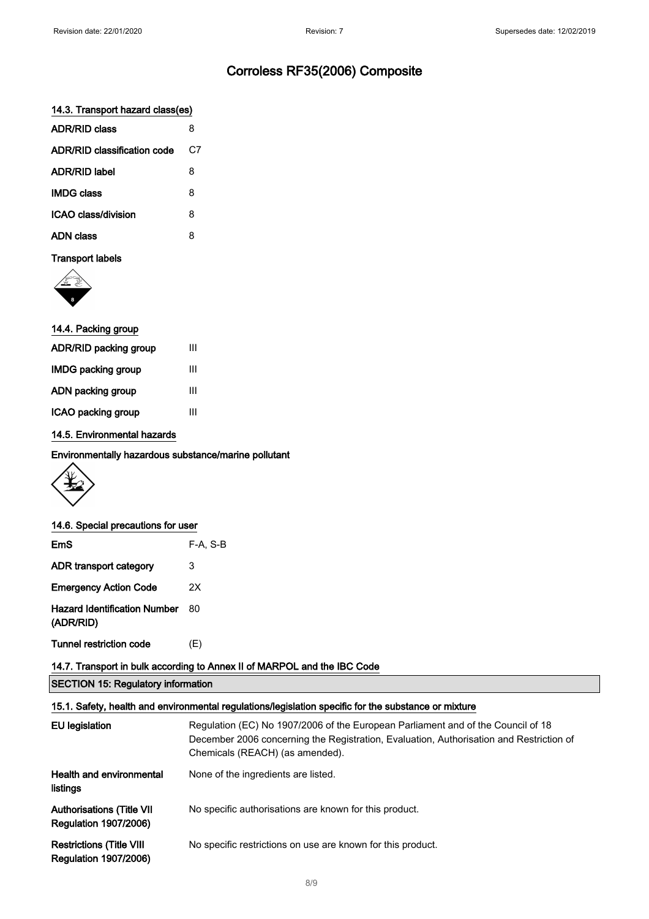# Corroless RF35(2006) Composite

### 14.3. Transport hazard class(es)

| | |
|---|---|
| **ADR/RID class** | 8 |
| **ADR/RID classification code** | C7 |
| **ADR/RID label** | 8 |
| **IMDG class** | 8 |
| **ICAO class/division** | 8 |
| **ADN class** | 8 |

**Transport labels**

### 14.4. Packing group

| | |
|---|---|
| **ADR/RID packing group** | III |
| **IMDG packing group** | III |
| **ADN packing group** | III |
| **ICAO packing group** | III |

### 14.5. Environmental hazards

**Environmentally hazardous substance/marine pollutant**

### 14.6. Special precautions for user

| | |
|---|---|
| **EmS** | F-A, S-B |
| **ADR transport category** | 3 |
| **Emergency Action Code** | 2X |
| **Hazard Identification Number (ADR/RID)** | 80 |
| **Tunnel restriction code** | (E) |

### 14.7. Transport in bulk according to Annex II of MARPOL and the IBC Code

## SECTION 15: Regulatory information

### 15.1. Safety, health and environmental regulations/legislation specific for the substance or mixture

| | |
|---|---|
| **EU legislation** | Regulation (EC) No 1907/2006 of the European Parliament and of the Council of 18 December 2006 concerning the Registration, Evaluation, Authorisation and Restriction of Chemicals (REACH) (as amended). |
| **Health and environmental listings** | None of the ingredients are listed. |
| **Authorisations (Title VII Regulation 1907/2006)** | No specific authorisations are known for this product. |
| **Restrictions (Title VIII Regulation 1907/2006)** | No specific restrictions on use are known for this product. |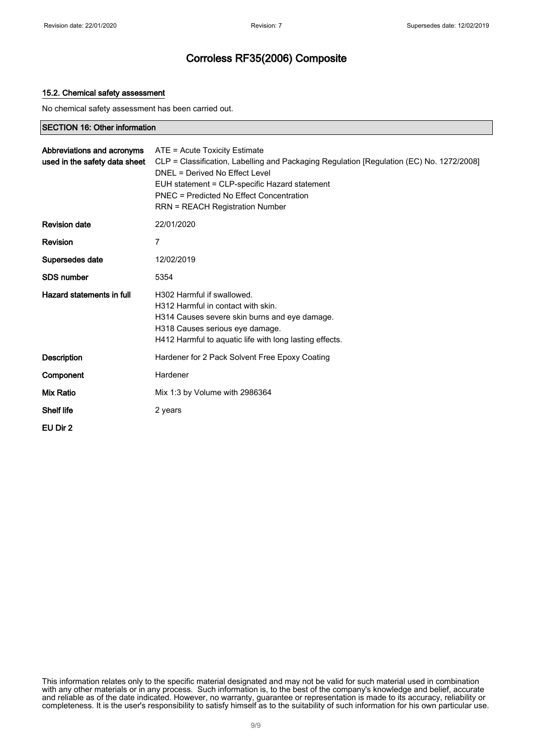#### 15.2. Chemical safety assessment

No chemical safety assessment has been carried out.

### SECTION 16: Other information

| | |
|---|---|
| **Abbreviations and acronyms used in the safety data sheet** | ATE = Acute Toxicity Estimate<br>CLP = Classification, Labelling and Packaging Regulation [Regulation (EC) No. 1272/2008]<br>DNEL = Derived No Effect Level<br>EUH statement = CLP-specific Hazard statement<br>PNEC = Predicted No Effect Concentration<br>RRN = REACH Registration Number |
| **Revision date** | 22/01/2020 |
| **Revision** | 7 |
| **Supersedes date** | 12/02/2019 |
| **SDS number** | 5354 |
| **Hazard statements in full** | H302 Harmful if swallowed.<br>H312 Harmful in contact with skin.<br>H314 Causes severe skin burns and eye damage.<br>H318 Causes serious eye damage.<br>H412 Harmful to aquatic life with long lasting effects. |
| **Description** | Hardener for 2 Pack Solvent Free Epoxy Coating |
| **Component** | Hardener |
| **Mix Ratio** | Mix 1:3 by Volume with 2986364 |
| **Shelf life** | 2 years |
| **EU Dir 2** | |

This information relates only to the specific material designated and may not be valid for such material used in combination with any other materials or in any process. Such information is, to the best of the company's knowledge and belief, accurate and reliable as of the date indicated. However, no warranty, guarantee or representation is made to its accuracy, reliability or completeness. It is the user's responsibility to satisfy himself as to the suitability of such information for his own particular use.